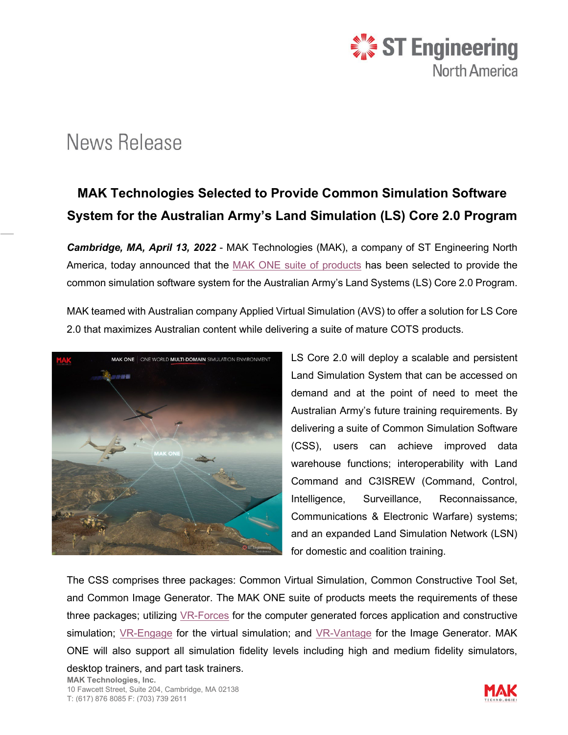# News Release

## MAK Technologies Selected to Provide Common Simulation Software System for the Australian Army's Land Simulation (LS) Core 2.0 Program

***Cambridge, MA, April 13, 2022*** - MAK Technologies (MAK), a company of ST Engineering North America, today announced that the MAK ONE suite of products has been selected to provide the common simulation software system for the Australian Army's Land Systems (LS) Core 2.0 Program.

MAK teamed with Australian company Applied Virtual Simulation (AVS) to offer a solution for LS Core 2.0 that maximizes Australian content while delivering a suite of mature COTS products.

LS Core 2.0 will deploy a scalable and persistent Land Simulation System that can be accessed on demand and at the point of need to meet the Australian Army's future training requirements. By delivering a suite of Common Simulation Software (CSS), users can achieve improved data warehouse functions; interoperability with Land Command and C3ISREW (Command, Control, Intelligence, Surveillance, Reconnaissance, Communications & Electronic Warfare) systems; and an expanded Land Simulation Network (LSN) for domestic and coalition training.

The CSS comprises three packages: Common Virtual Simulation, Common Constructive Tool Set, and Common Image Generator. The MAK ONE suite of products meets the requirements of these three packages; utilizing VR-Forces for the computer generated forces application and constructive simulation; VR-Engage for the virtual simulation; and VR-Vantage for the Image Generator. MAK ONE will also support all simulation fidelity levels including high and medium fidelity simulators, desktop trainers, and part task trainers.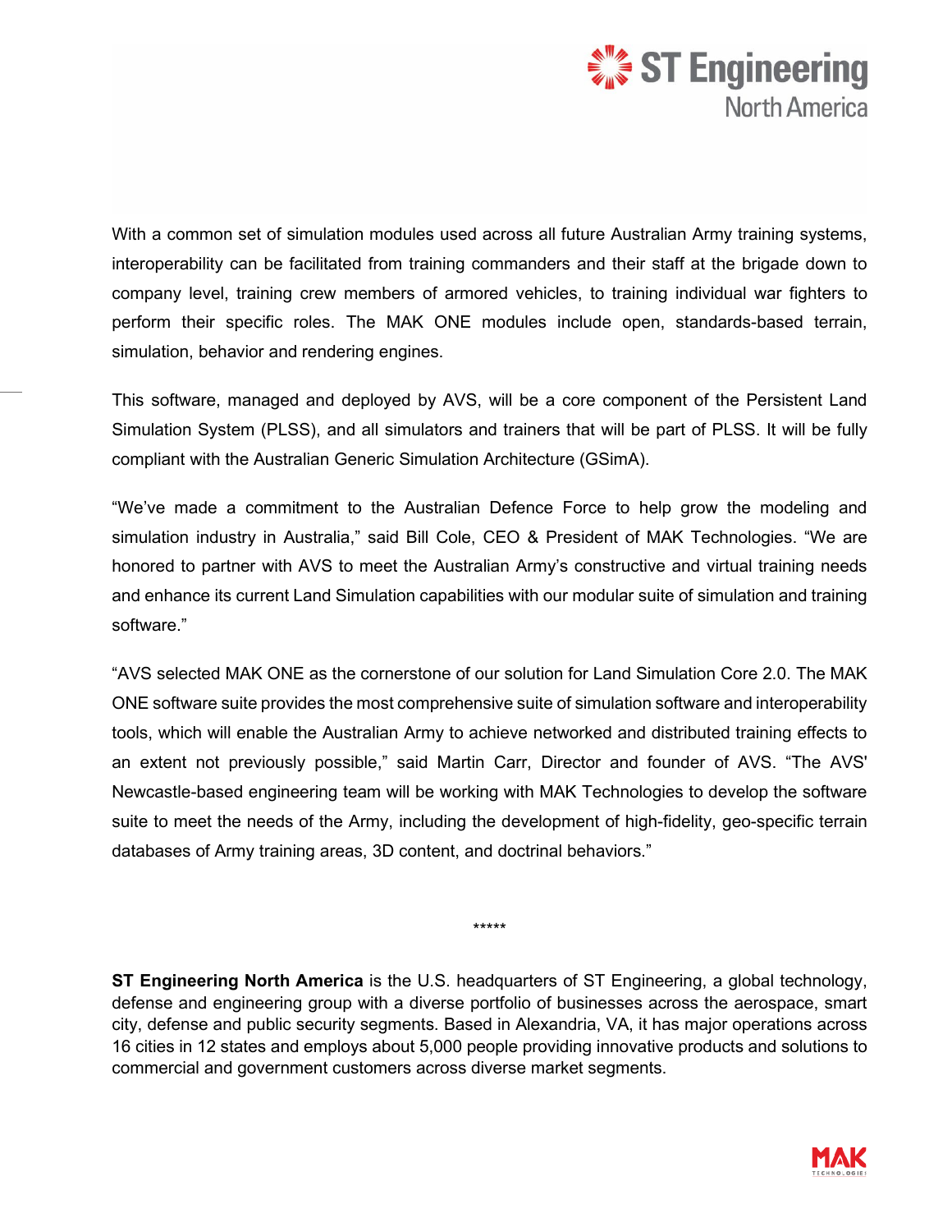With a common set of simulation modules used across all future Australian Army training systems, interoperability can be facilitated from training commanders and their staff at the brigade down to company level, training crew members of armored vehicles, to training individual war fighters to perform their specific roles. The MAK ONE modules include open, standards-based terrain, simulation, behavior and rendering engines.

This software, managed and deployed by AVS, will be a core component of the Persistent Land Simulation System (PLSS), and all simulators and trainers that will be part of PLSS. It will be fully compliant with the Australian Generic Simulation Architecture (GSimA).

"We've made a commitment to the Australian Defence Force to help grow the modeling and simulation industry in Australia," said Bill Cole, CEO & President of MAK Technologies. "We are honored to partner with AVS to meet the Australian Army's constructive and virtual training needs and enhance its current Land Simulation capabilities with our modular suite of simulation and training software."

"AVS selected MAK ONE as the cornerstone of our solution for Land Simulation Core 2.0. The MAK ONE software suite provides the most comprehensive suite of simulation software and interoperability tools, which will enable the Australian Army to achieve networked and distributed training effects to an extent not previously possible," said Martin Carr, Director and founder of AVS. "The AVS' Newcastle-based engineering team will be working with MAK Technologies to develop the software suite to meet the needs of the Army, including the development of high-fidelity, geo-specific terrain databases of Army training areas, 3D content, and doctrinal behaviors."

*****

**ST Engineering North America** is the U.S. headquarters of ST Engineering, a global technology, defense and engineering group with a diverse portfolio of businesses across the aerospace, smart city, defense and public security segments. Based in Alexandria, VA, it has major operations across 16 cities in 12 states and employs about 5,000 people providing innovative products and solutions to commercial and government customers across diverse market segments.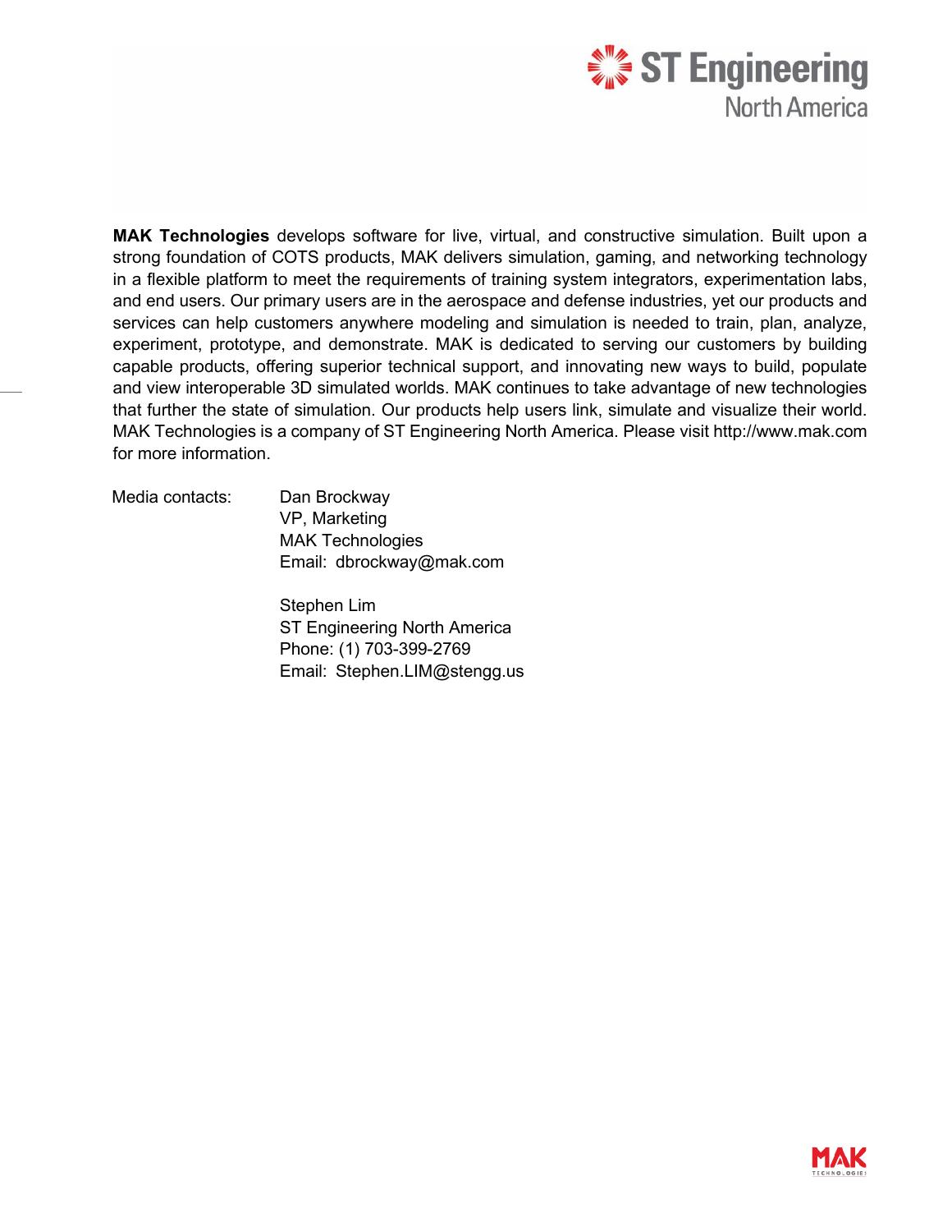**MAK Technologies** develops software for live, virtual, and constructive simulation. Built upon a strong foundation of COTS products, MAK delivers simulation, gaming, and networking technology in a flexible platform to meet the requirements of training system integrators, experimentation labs, and end users. Our primary users are in the aerospace and defense industries, yet our products and services can help customers anywhere modeling and simulation is needed to train, plan, analyze, experiment, prototype, and demonstrate. MAK is dedicated to serving our customers by building capable products, offering superior technical support, and innovating new ways to build, populate and view interoperable 3D simulated worlds. MAK continues to take advantage of new technologies that further the state of simulation. Our products help users link, simulate and visualize their world. MAK Technologies is a company of ST Engineering North America. Please visit http://www.mak.com for more information.

Media contacts:

Dan Brockway
VP, Marketing
MAK Technologies
Email: dbrockway@mak.com

Stephen Lim
ST Engineering North America
Phone: (1) 703-399-2769
Email: Stephen.LIM@stengg.us